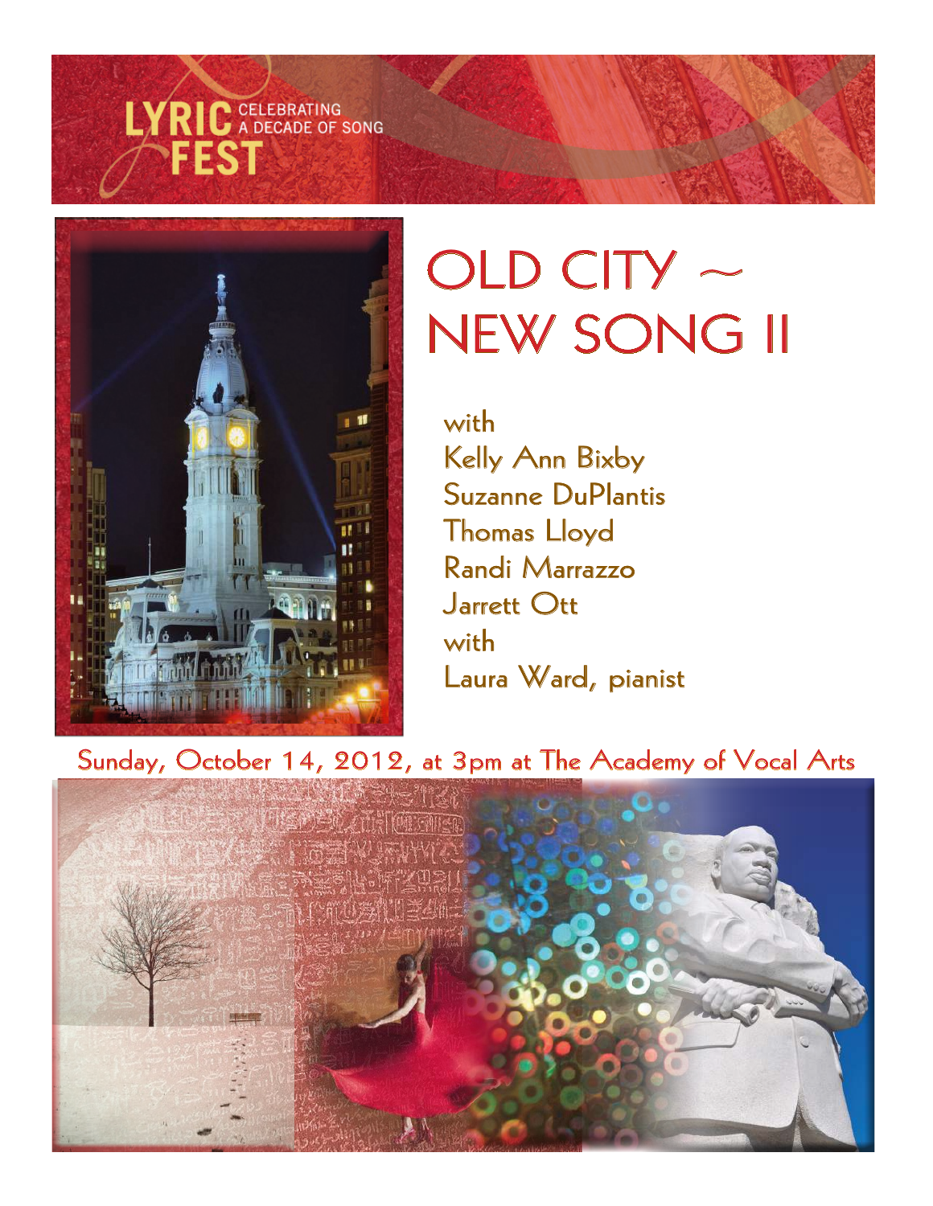LYRIC FEST
CELEBRATING A DECADE OF SONG

# OLD CITY ~ NEW SONG II

with
Kelly Ann Bixby
Suzanne DuPlantis
Thomas Lloyd
Randi Marrazzo
Jarrett Ott
with
Laura Ward, pianist

Sunday, October 14, 2012, at 3pm at The Academy of Vocal Arts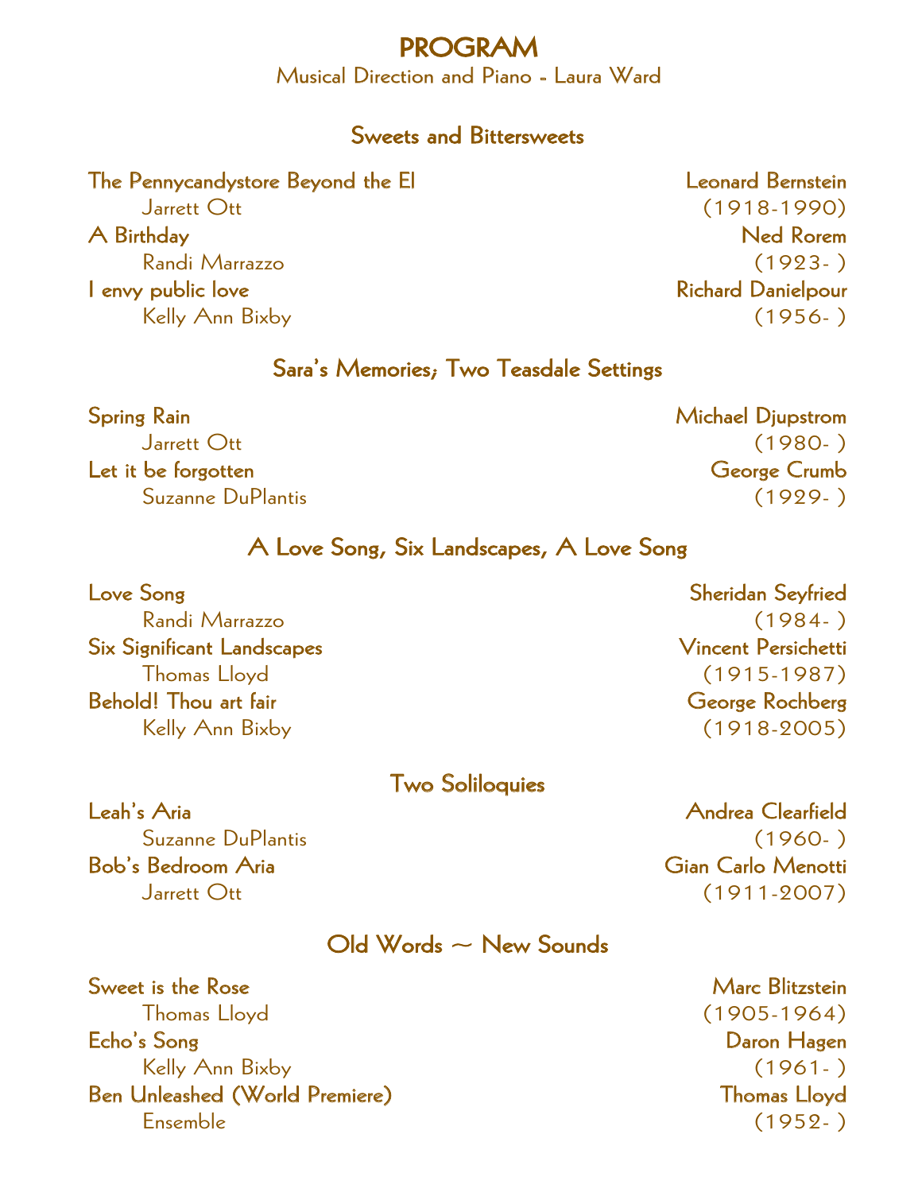# PROGRAM

Musical Direction and Piano - Laura Ward

## Sweets and Bittersweets

**The Pennycandystore Beyond the El** — **Leonard Bernstein** (1918-1990)
Jarrett Ott

**A Birthday** — **Ned Rorem** (1923- )
Randi Marrazzo

**I envy public love** — **Richard Danielpour** (1956- )
Kelly Ann Bixby

## Sara's Memories; Two Teasdale Settings

**Spring Rain** — **Michael Djupstrom** (1980- )
Jarrett Ott

**Let it be forgotten** — **George Crumb** (1929- )
Suzanne DuPlantis

## A Love Song, Six Landscapes, A Love Song

**Love Song** — **Sheridan Seyfried** (1984- )
Randi Marrazzo

**Six Significant Landscapes** — **Vincent Persichetti** (1915-1987)
Thomas Lloyd

**Behold! Thou art fair** — **George Rochberg** (1918-2005)
Kelly Ann Bixby

## Two Soliloquies

**Leah's Aria** — **Andrea Clearfield** (1960- )
Suzanne DuPlantis

**Bob's Bedroom Aria** — **Gian Carlo Menotti** (1911-2007)
Jarrett Ott

## Old Words ~ New Sounds

**Sweet is the Rose** — **Marc Blitzstein** (1905-1964)
Thomas Lloyd

**Echo's Song** — **Daron Hagen** (1961- )
Kelly Ann Bixby

**Ben Unleashed (World Premiere)** — **Thomas Lloyd** (1952- )
Ensemble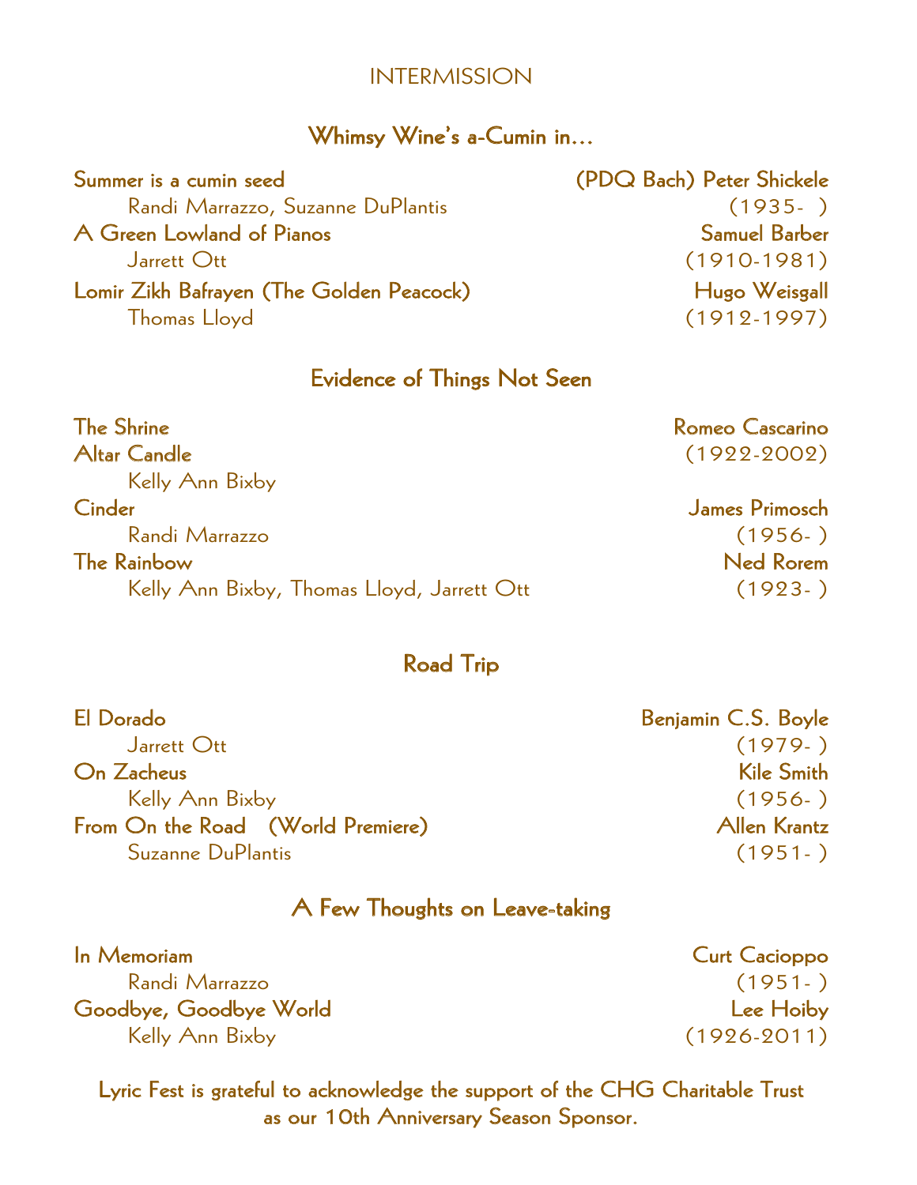INTERMISSION

## Whimsy Wine's a-Cumin in...

**Summer is a cumin seed** — **(PDQ Bach) Peter Shickele**
Randi Marrazzo, Suzanne DuPlantis — (1935- )

**A Green Lowland of Pianos** — **Samuel Barber**
Jarrett Ott — (1910-1981)

**Lomir Zikh Bafrayen (The Golden Peacock)** — **Hugo Weisgall**
Thomas Lloyd — (1912-1997)

## Evidence of Things Not Seen

**The Shrine** — **Romeo Cascarino**
**Altar Candle** — (1922-2002)
Kelly Ann Bixby

**Cinder** — **James Primosch**
Randi Marrazzo — (1956- )

**The Rainbow** — **Ned Rorem**
Kelly Ann Bixby, Thomas Lloyd, Jarrett Ott — (1923- )

## Road Trip

**El Dorado** — **Benjamin C.S. Boyle**
Jarrett Ott — (1979- )

**On Zacheus** — **Kile Smith**
Kelly Ann Bixby — (1956- )

**From On the Road (World Premiere)** — **Allen Krantz**
Suzanne DuPlantis — (1951- )

## A Few Thoughts on Leave-taking

**In Memoriam** — **Curt Cacioppo**
Randi Marrazzo — (1951- )

**Goodbye, Goodbye World** — **Lee Hoiby**
Kelly Ann Bixby — (1926-2011)

**Lyric Fest is grateful to acknowledge the support of the CHG Charitable Trust as our 10th Anniversary Season Sponsor.**